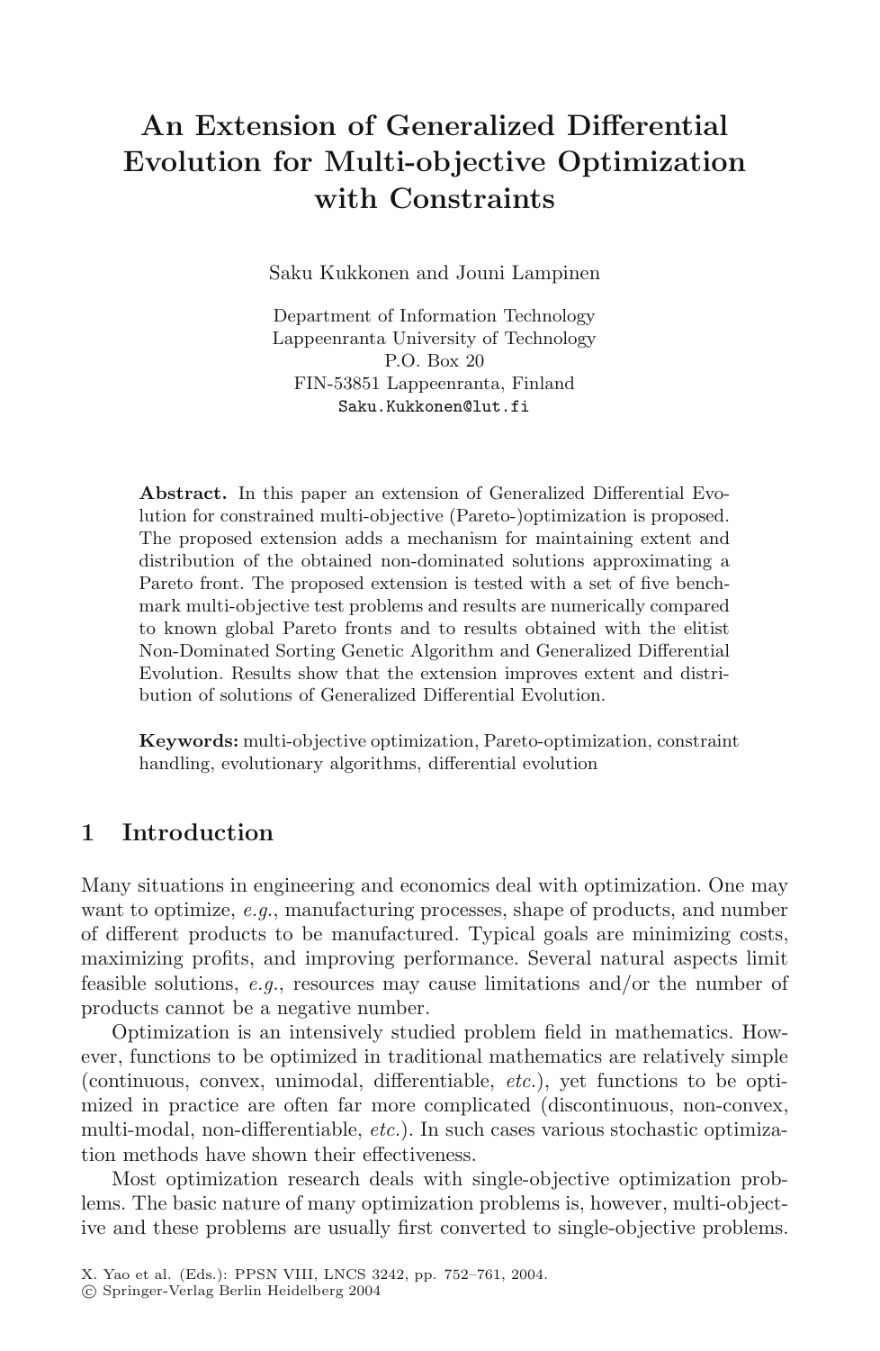# An Extension of Generalized Differential Evolution for Multi-objective Optimization with Constraints

Saku Kukkonen and Jouni Lampinen

Department of Information Technology
Lappeenranta University of Technology
P.O. Box 20
FIN-53851 Lappeenranta, Finland
Saku.Kukkonen@lut.fi

**Abstract.** In this paper an extension of Generalized Differential Evolution for constrained multi-objective (Pareto-)optimization is proposed. The proposed extension adds a mechanism for maintaining extent and distribution of the obtained non-dominated solutions approximating a Pareto front. The proposed extension is tested with a set of five benchmark multi-objective test problems and results are numerically compared to known global Pareto fronts and to results obtained with the elitist Non-Dominated Sorting Genetic Algorithm and Generalized Differential Evolution. Results show that the extension improves extent and distribution of solutions of Generalized Differential Evolution.

**Keywords:** multi-objective optimization, Pareto-optimization, constraint handling, evolutionary algorithms, differential evolution

## 1 Introduction

Many situations in engineering and economics deal with optimization. One may want to optimize, *e.g.*, manufacturing processes, shape of products, and number of different products to be manufactured. Typical goals are minimizing costs, maximizing profits, and improving performance. Several natural aspects limit feasible solutions, *e.g.*, resources may cause limitations and/or the number of products cannot be a negative number.

Optimization is an intensively studied problem field in mathematics. However, functions to be optimized in traditional mathematics are relatively simple (continuous, convex, unimodal, differentiable, *etc.*), yet functions to be optimized in practice are often far more complicated (discontinuous, non-convex, multi-modal, non-differentiable, *etc.*). In such cases various stochastic optimization methods have shown their effectiveness.

Most optimization research deals with single-objective optimization problems. The basic nature of many optimization problems is, however, multi-objective and these problems are usually first converted to single-objective problems.

X. Yao et al. (Eds.): PPSN VIII, LNCS 3242, pp. 752–761, 2004.
© Springer-Verlag Berlin Heidelberg 2004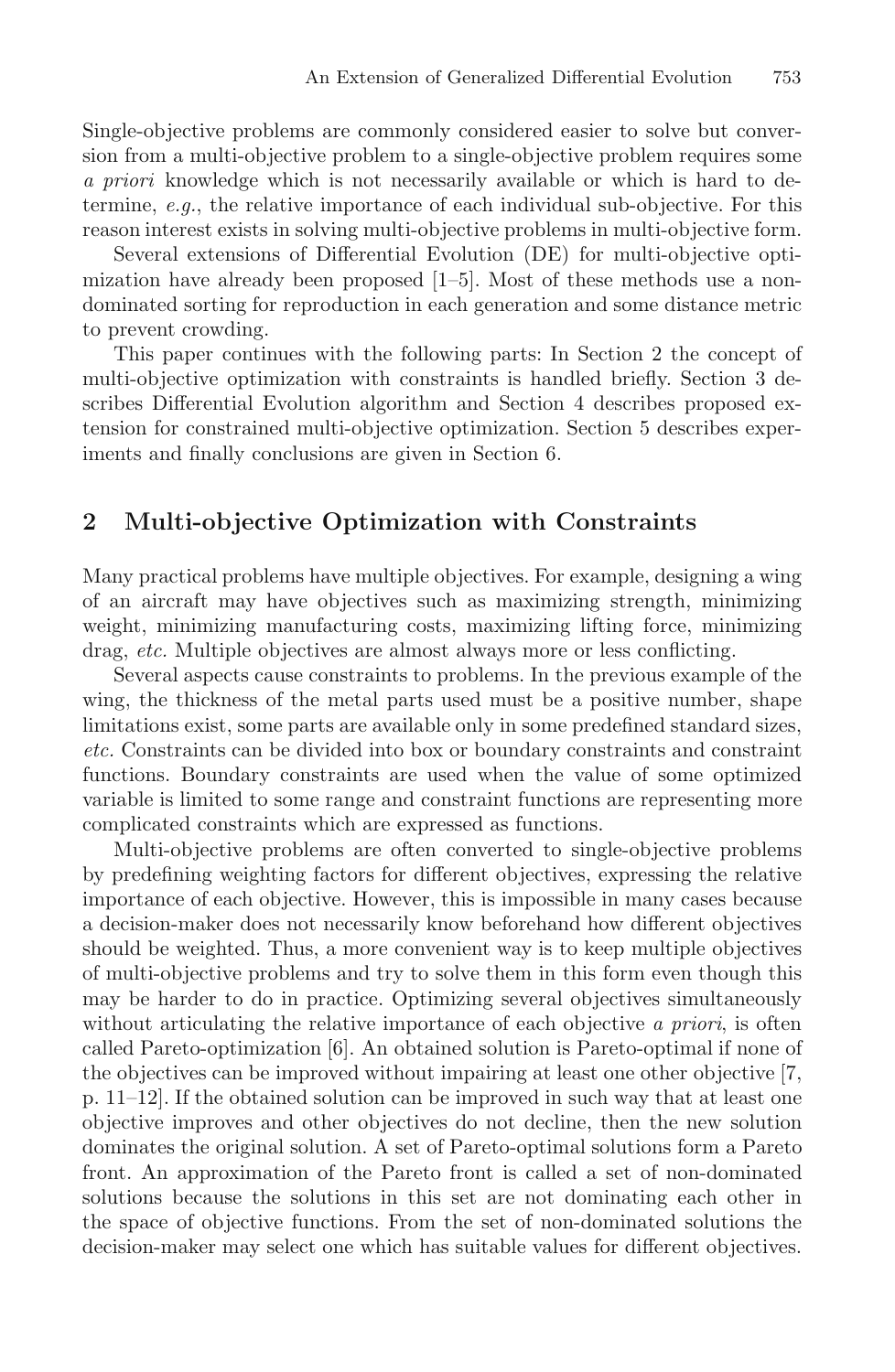Single-objective problems are commonly considered easier to solve but conversion from a multi-objective problem to a single-objective problem requires some *a priori* knowledge which is not necessarily available or which is hard to determine, *e.g.*, the relative importance of each individual sub-objective. For this reason interest exists in solving multi-objective problems in multi-objective form.

Several extensions of Differential Evolution (DE) for multi-objective optimization have already been proposed [1–5]. Most of these methods use a non-dominated sorting for reproduction in each generation and some distance metric to prevent crowding.

This paper continues with the following parts: In Section 2 the concept of multi-objective optimization with constraints is handled briefly. Section 3 describes Differential Evolution algorithm and Section 4 describes proposed extension for constrained multi-objective optimization. Section 5 describes experiments and finally conclusions are given in Section 6.

## 2 Multi-objective Optimization with Constraints

Many practical problems have multiple objectives. For example, designing a wing of an aircraft may have objectives such as maximizing strength, minimizing weight, minimizing manufacturing costs, maximizing lifting force, minimizing drag, *etc.* Multiple objectives are almost always more or less conflicting.

Several aspects cause constraints to problems. In the previous example of the wing, the thickness of the metal parts used must be a positive number, shape limitations exist, some parts are available only in some predefined standard sizes, *etc.* Constraints can be divided into box or boundary constraints and constraint functions. Boundary constraints are used when the value of some optimized variable is limited to some range and constraint functions are representing more complicated constraints which are expressed as functions.

Multi-objective problems are often converted to single-objective problems by predefining weighting factors for different objectives, expressing the relative importance of each objective. However, this is impossible in many cases because a decision-maker does not necessarily know beforehand how different objectives should be weighted. Thus, a more convenient way is to keep multiple objectives of multi-objective problems and try to solve them in this form even though this may be harder to do in practice. Optimizing several objectives simultaneously without articulating the relative importance of each objective *a priori*, is often called Pareto-optimization [6]. An obtained solution is Pareto-optimal if none of the objectives can be improved without impairing at least one other objective [7, p. 11–12]. If the obtained solution can be improved in such way that at least one objective improves and other objectives do not decline, then the new solution dominates the original solution. A set of Pareto-optimal solutions form a Pareto front. An approximation of the Pareto front is called a set of non-dominated solutions because the solutions in this set are not dominating each other in the space of objective functions. From the set of non-dominated solutions the decision-maker may select one which has suitable values for different objectives.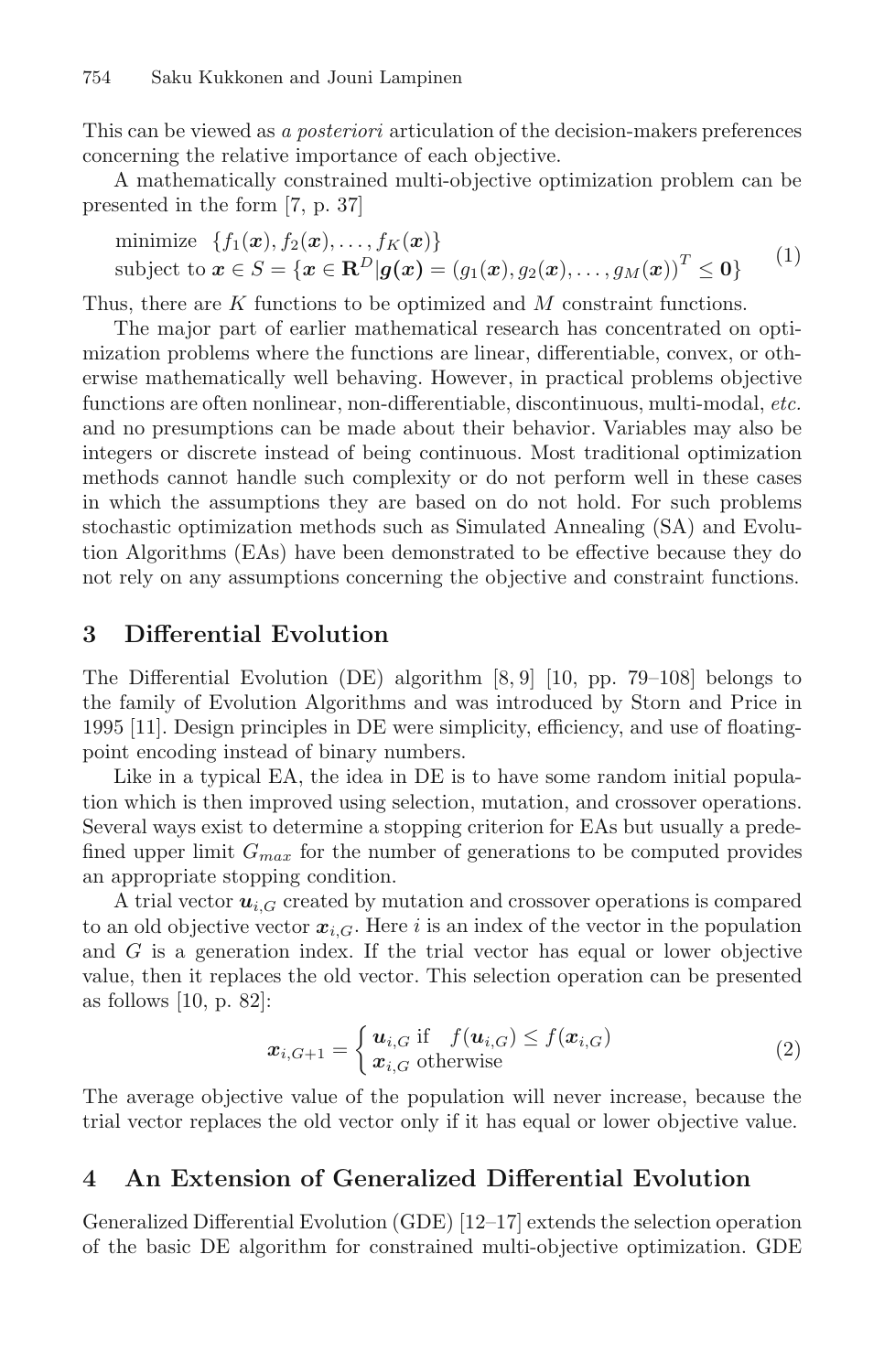This can be viewed as *a posteriori* articulation of the decision-makers preferences concerning the relative importance of each objective.

A mathematically constrained multi-objective optimization problem can be presented in the form [7, p. 37]

$$
\begin{array}{l}
\text{minimize} \quad \{f_1(\boldsymbol{x}), f_2(\boldsymbol{x}), \ldots, f_K(\boldsymbol{x})\} \\
\text{subject to } \boldsymbol{x} \in S = \{\boldsymbol{x} \in \mathbf{R}^D | \boldsymbol{g}(\boldsymbol{x}) = (g_1(\boldsymbol{x}), g_2(\boldsymbol{x}), \ldots, g_M(\boldsymbol{x}))^T \leq \mathbf{0}\}
\end{array}
\tag{1}
$$

Thus, there are $K$ functions to be optimized and $M$ constraint functions.

The major part of earlier mathematical research has concentrated on optimization problems where the functions are linear, differentiable, convex, or otherwise mathematically well behaving. However, in practical problems objective functions are often nonlinear, non-differentiable, discontinuous, multi-modal, *etc.* and no presumptions can be made about their behavior. Variables may also be integers or discrete instead of being continuous. Most traditional optimization methods cannot handle such complexity or do not perform well in these cases in which the assumptions they are based on do not hold. For such problems stochastic optimization methods such as Simulated Annealing (SA) and Evolution Algorithms (EAs) have been demonstrated to be effective because they do not rely on any assumptions concerning the objective and constraint functions.

## 3 Differential Evolution

The Differential Evolution (DE) algorithm [8, 9] [10, pp. 79–108] belongs to the family of Evolution Algorithms and was introduced by Storn and Price in 1995 [11]. Design principles in DE were simplicity, efficiency, and use of floating-point encoding instead of binary numbers.

Like in a typical EA, the idea in DE is to have some random initial population which is then improved using selection, mutation, and crossover operations. Several ways exist to determine a stopping criterion for EAs but usually a predefined upper limit $G_{max}$ for the number of generations to be computed provides an appropriate stopping condition.

A trial vector $\boldsymbol{u}_{i,G}$ created by mutation and crossover operations is compared to an old objective vector $\boldsymbol{x}_{i,G}$. Here $i$ is an index of the vector in the population and $G$ is a generation index. If the trial vector has equal or lower objective value, then it replaces the old vector. This selection operation can be presented as follows [10, p. 82]:

$$
\boldsymbol{x}_{i,G+1} = \begin{cases} \boldsymbol{u}_{i,G} \text{ if } & f(\boldsymbol{u}_{i,G}) \leq f(\boldsymbol{x}_{i,G}) \\ \boldsymbol{x}_{i,G} \text{ otherwise} \end{cases}
\tag{2}
$$

The average objective value of the population will never increase, because the trial vector replaces the old vector only if it has equal or lower objective value.

## 4 An Extension of Generalized Differential Evolution

Generalized Differential Evolution (GDE) [12–17] extends the selection operation of the basic DE algorithm for constrained multi-objective optimization. GDE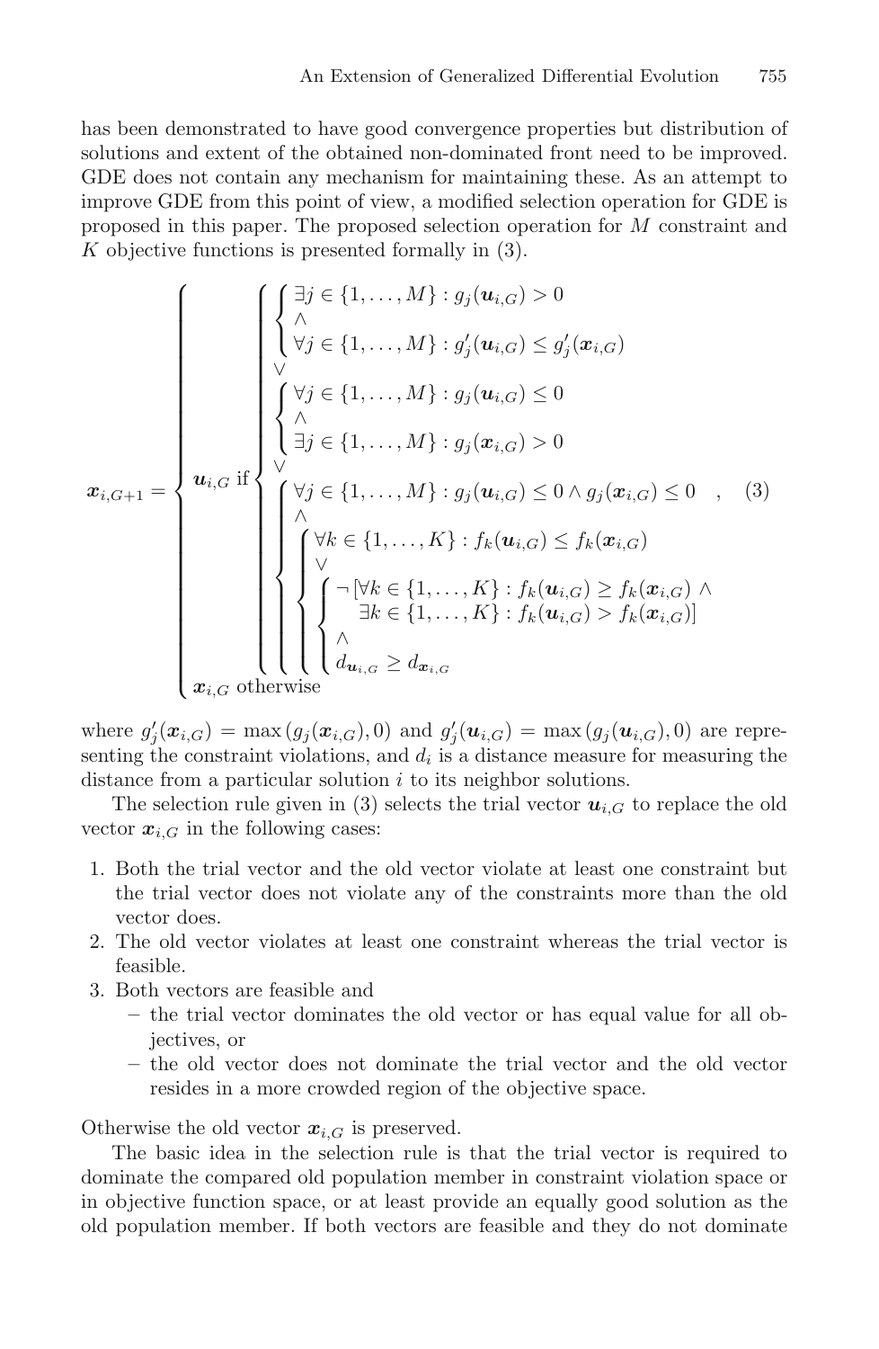has been demonstrated to have good convergence properties but distribution of solutions and extent of the obtained non-dominated front need to be improved. GDE does not contain any mechanism for maintaining these. As an attempt to improve GDE from this point of view, a modified selection operation for GDE is proposed in this paper. The proposed selection operation for $M$ constraint and $K$ objective functions is presented formally in (3).

$$
\boldsymbol{x}_{i,G+1} = \begin{cases} \boldsymbol{u}_{i,G} \text{ if } \begin{cases} \begin{cases} \exists j \in \{1,\ldots,M\} : g_j(\boldsymbol{u}_{i,G}) > 0 \\ \wedge \\ \forall j \in \{1,\ldots,M\} : g'_j(\boldsymbol{u}_{i,G}) \leq g'_j(\boldsymbol{x}_{i,G}) \end{cases} \\ \vee \\ \begin{cases} \forall j \in \{1,\ldots,M\} : g_j(\boldsymbol{u}_{i,G}) \leq 0 \\ \wedge \\ \exists j \in \{1,\ldots,M\} : g_j(\boldsymbol{x}_{i,G}) > 0 \end{cases} \\ \vee \\ \begin{cases} \forall j \in \{1,\ldots,M\} : g_j(\boldsymbol{u}_{i,G}) \leq 0 \wedge g_j(\boldsymbol{x}_{i,G}) \leq 0 \\ \wedge \\ \begin{cases} \forall k \in \{1,\ldots,K\} : f_k(\boldsymbol{u}_{i,G}) \leq f_k(\boldsymbol{x}_{i,G}) \\ \vee \\ \begin{cases} \neg \left[ \forall k \in \{1,\ldots,K\} : f_k(\boldsymbol{u}_{i,G}) \geq f_k(\boldsymbol{x}_{i,G}) \wedge \right. \\ \quad \left. \exists k \in \{1,\ldots,K\} : f_k(\boldsymbol{u}_{i,G}) > f_k(\boldsymbol{x}_{i,G}) \right] \\ \wedge \\ d_{\boldsymbol{u}_{i,G}} \geq d_{\boldsymbol{x}_{i,G}} \end{cases} \end{cases} \end{cases} \end{cases} \\ \boldsymbol{x}_{i,G} \text{ otherwise} \end{cases} , \quad (3)
$$

where $g'_j(\boldsymbol{x}_{i,G}) = \max(g_j(\boldsymbol{x}_{i,G}), 0)$ and $g'_j(\boldsymbol{u}_{i,G}) = \max(g_j(\boldsymbol{u}_{i,G}), 0)$ are representing the constraint violations, and $d_i$ is a distance measure for measuring the distance from a particular solution $i$ to its neighbor solutions.

The selection rule given in (3) selects the trial vector $\boldsymbol{u}_{i,G}$ to replace the old vector $\boldsymbol{x}_{i,G}$ in the following cases:

1. Both the trial vector and the old vector violate at least one constraint but the trial vector does not violate any of the constraints more than the old vector does.
2. The old vector violates at least one constraint whereas the trial vector is feasible.
3. Both vectors are feasible and
   - the trial vector dominates the old vector or has equal value for all objectives, or
   - the old vector does not dominate the trial vector and the old vector resides in a more crowded region of the objective space.

Otherwise the old vector $\boldsymbol{x}_{i,G}$ is preserved.

The basic idea in the selection rule is that the trial vector is required to dominate the compared old population member in constraint violation space or in objective function space, or at least provide an equally good solution as the old population member. If both vectors are feasible and they do not dominate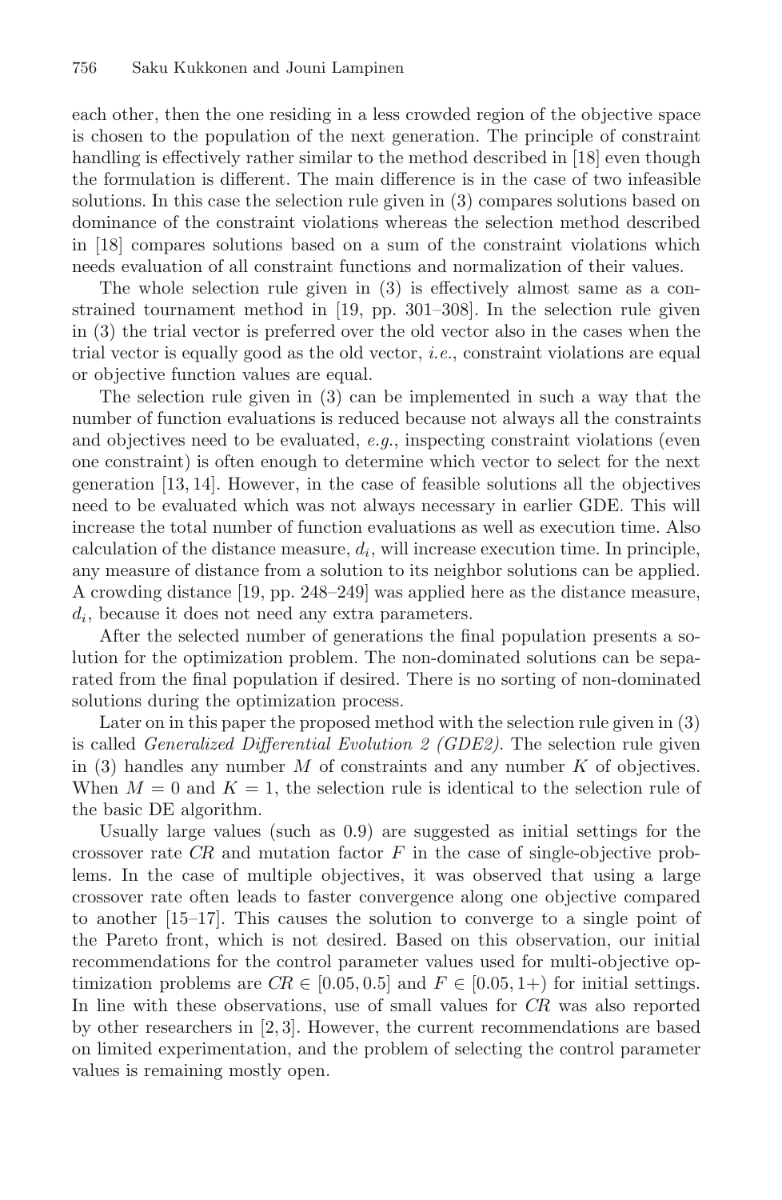each other, then the one residing in a less crowded region of the objective space is chosen to the population of the next generation. The principle of constraint handling is effectively rather similar to the method described in [18] even though the formulation is different. The main difference is in the case of two infeasible solutions. In this case the selection rule given in (3) compares solutions based on dominance of the constraint violations whereas the selection method described in [18] compares solutions based on a sum of the constraint violations which needs evaluation of all constraint functions and normalization of their values.

The whole selection rule given in (3) is effectively almost same as a constrained tournament method in [19, pp. 301–308]. In the selection rule given in (3) the trial vector is preferred over the old vector also in the cases when the trial vector is equally good as the old vector, *i.e.*, constraint violations are equal or objective function values are equal.

The selection rule given in (3) can be implemented in such a way that the number of function evaluations is reduced because not always all the constraints and objectives need to be evaluated, *e.g.*, inspecting constraint violations (even one constraint) is often enough to determine which vector to select for the next generation [13, 14]. However, in the case of feasible solutions all the objectives need to be evaluated which was not always necessary in earlier GDE. This will increase the total number of function evaluations as well as execution time. Also calculation of the distance measure, $d_i$, will increase execution time. In principle, any measure of distance from a solution to its neighbor solutions can be applied. A crowding distance [19, pp. 248–249] was applied here as the distance measure, $d_i$, because it does not need any extra parameters.

After the selected number of generations the final population presents a solution for the optimization problem. The non-dominated solutions can be separated from the final population if desired. There is no sorting of non-dominated solutions during the optimization process.

Later on in this paper the proposed method with the selection rule given in (3) is called *Generalized Differential Evolution 2 (GDE2)*. The selection rule given in (3) handles any number $M$ of constraints and any number $K$ of objectives. When $M = 0$ and $K = 1$, the selection rule is identical to the selection rule of the basic DE algorithm.

Usually large values (such as 0.9) are suggested as initial settings for the crossover rate *CR* and mutation factor $F$ in the case of single-objective problems. In the case of multiple objectives, it was observed that using a large crossover rate often leads to faster convergence along one objective compared to another [15–17]. This causes the solution to converge to a single point of the Pareto front, which is not desired. Based on this observation, our initial recommendations for the control parameter values used for multi-objective optimization problems are $CR \in [0.05, 0.5]$ and $F \in [0.05, 1+)$ for initial settings. In line with these observations, use of small values for *CR* was also reported by other researchers in [2, 3]. However, the current recommendations are based on limited experimentation, and the problem of selecting the control parameter values is remaining mostly open.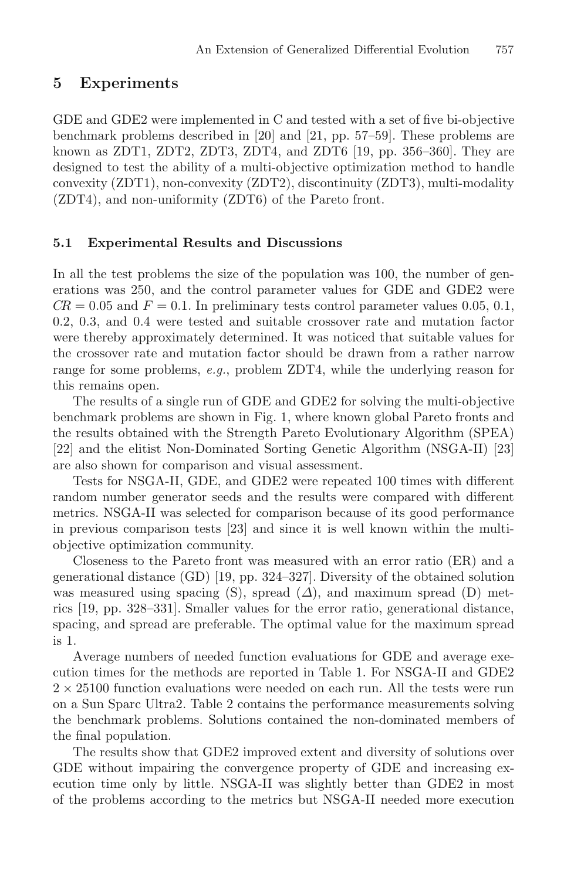## 5 Experiments

GDE and GDE2 were implemented in C and tested with a set of five bi-objective benchmark problems described in [20] and [21, pp. 57–59]. These problems are known as ZDT1, ZDT2, ZDT3, ZDT4, and ZDT6 [19, pp. 356–360]. They are designed to test the ability of a multi-objective optimization method to handle convexity (ZDT1), non-convexity (ZDT2), discontinuity (ZDT3), multi-modality (ZDT4), and non-uniformity (ZDT6) of the Pareto front.

### 5.1 Experimental Results and Discussions

In all the test problems the size of the population was 100, the number of generations was 250, and the control parameter values for GDE and GDE2 were $CR = 0.05$ and $F = 0.1$. In preliminary tests control parameter values 0.05, 0.1, 0.2, 0.3, and 0.4 were tested and suitable crossover rate and mutation factor were thereby approximately determined. It was noticed that suitable values for the crossover rate and mutation factor should be drawn from a rather narrow range for some problems, *e.g.*, problem ZDT4, while the underlying reason for this remains open.

The results of a single run of GDE and GDE2 for solving the multi-objective benchmark problems are shown in Fig. 1, where known global Pareto fronts and the results obtained with the Strength Pareto Evolutionary Algorithm (SPEA) [22] and the elitist Non-Dominated Sorting Genetic Algorithm (NSGA-II) [23] are also shown for comparison and visual assessment.

Tests for NSGA-II, GDE, and GDE2 were repeated 100 times with different random number generator seeds and the results were compared with different metrics. NSGA-II was selected for comparison because of its good performance in previous comparison tests [23] and since it is well known within the multi-objective optimization community.

Closeness to the Pareto front was measured with an error ratio (ER) and a generational distance (GD) [19, pp. 324–327]. Diversity of the obtained solution was measured using spacing (S), spread ($\Delta$), and maximum spread (D) metrics [19, pp. 328–331]. Smaller values for the error ratio, generational distance, spacing, and spread are preferable. The optimal value for the maximum spread is 1.

Average numbers of needed function evaluations for GDE and average execution times for the methods are reported in Table 1. For NSGA-II and GDE2 $2 \times 25100$ function evaluations were needed on each run. All the tests were run on a Sun Sparc Ultra2. Table 2 contains the performance measurements solving the benchmark problems. Solutions contained the non-dominated members of the final population.

The results show that GDE2 improved extent and diversity of solutions over GDE without impairing the convergence property of GDE and increasing execution time only by little. NSGA-II was slightly better than GDE2 in most of the problems according to the metrics but NSGA-II needed more execution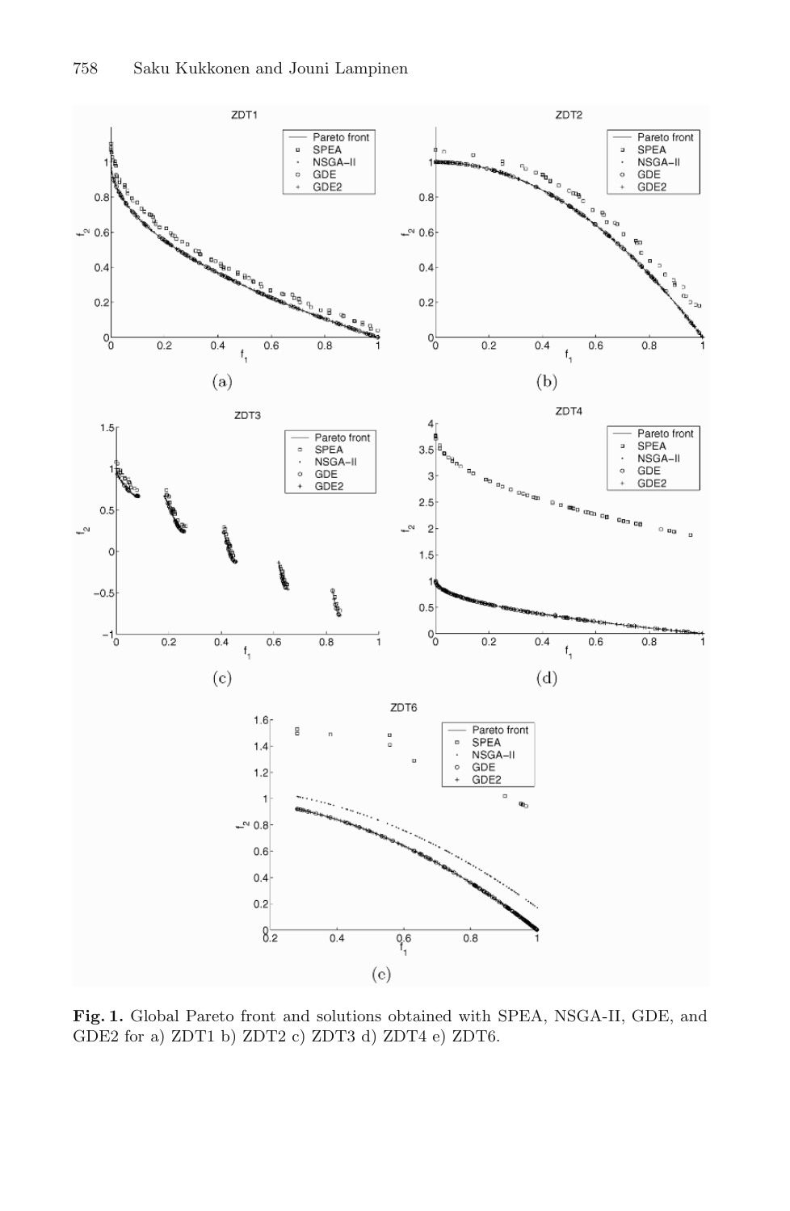Fig. 1. Global Pareto front and solutions obtained with SPEA, NSGA-II, GDE, and GDE2 for a) ZDT1 b) ZDT2 c) ZDT3 d) ZDT4 e) ZDT6.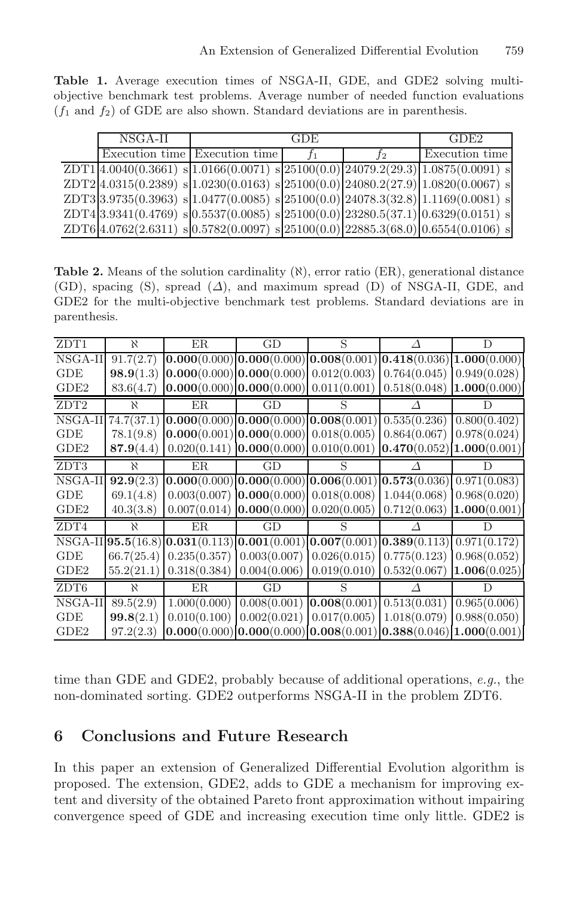**Table 1.** Average execution times of NSGA-II, GDE, and GDE2 solving multi-objective benchmark test problems. Average number of needed function evaluations ($f_1$ and $f_2$) of GDE are also shown. Standard deviations are in parenthesis.

| | NSGA-II | GDE | | | GDE2 |
|---|---|---|---|---|---|
| | Execution time | Execution time | $f_1$ | $f_2$ | Execution time |
| ZDT1 | 4.0040(0.3661) s | 1.0166(0.0071) s | 25100(0.0) | 24079.2(29.3) | 1.0875(0.0091) s |
| ZDT2 | 4.0315(0.2389) s | 1.0230(0.0163) s | 25100(0.0) | 24080.2(27.9) | 1.0820(0.0067) s |
| ZDT3 | 3.9735(0.3963) s | 1.0477(0.0085) s | 25100(0.0) | 24078.3(32.8) | 1.1169(0.0081) s |
| ZDT4 | 3.9341(0.4769) s | 0.5537(0.0085) s | 25100(0.0) | 23280.5(37.1) | 0.6329(0.0151) s |
| ZDT6 | 4.0762(2.6311) s | 0.5782(0.0097) s | 25100(0.0) | 22885.3(68.0) | 0.6554(0.0106) s |

**Table 2.** Means of the solution cardinality (ℵ), error ratio (ER), generational distance (GD), spacing (S), spread ($\Delta$), and maximum spread (D) of NSGA-II, GDE, and GDE2 for the multi-objective benchmark test problems. Standard deviations are in parenthesis.

| ZDT1 | ℵ | ER | GD | S | $\Delta$ | D |
|---|---|---|---|---|---|---|
| NSGA-II | 91.7(2.7) | **0.000**(0.000) | **0.000**(0.000) | **0.008**(0.001) | **0.418**(0.036) | **1.000**(0.000) |
| GDE | **98.9**(1.3) | **0.000**(0.000) | **0.000**(0.000) | 0.012(0.003) | 0.764(0.045) | 0.949(0.028) |
| GDE2 | 83.6(4.7) | **0.000**(0.000) | **0.000**(0.000) | 0.011(0.001) | 0.518(0.048) | **1.000**(0.000) |
| **ZDT2** | ℵ | ER | GD | S | $\Delta$ | D |
| NSGA-II | 74.7(37.1) | **0.000**(0.000) | **0.000**(0.000) | **0.008**(0.001) | 0.535(0.236) | 0.800(0.402) |
| GDE | 78.1(9.8) | **0.000**(0.001) | **0.000**(0.000) | 0.018(0.005) | 0.864(0.067) | 0.978(0.024) |
| GDE2 | **87.9**(4.4) | 0.020(0.141) | **0.000**(0.000) | 0.010(0.001) | **0.470**(0.052) | **1.000**(0.001) |
| **ZDT3** | ℵ | ER | GD | S | $\Delta$ | D |
| NSGA-II | **92.9**(2.3) | **0.000**(0.000) | **0.000**(0.000) | **0.006**(0.001) | **0.573**(0.036) | 0.971(0.083) |
| GDE | 69.1(4.8) | 0.003(0.007) | **0.000**(0.000) | 0.018(0.008) | 1.044(0.068) | 0.968(0.020) |
| GDE2 | 40.3(3.8) | 0.007(0.014) | **0.000**(0.000) | 0.020(0.005) | 0.712(0.063) | **1.000**(0.001) |
| **ZDT4** | ℵ | ER | GD | S | $\Delta$ | D |
| NSGA-II | **95.5**(16.8) | **0.031**(0.113) | **0.001**(0.001) | **0.007**(0.001) | **0.389**(0.113) | 0.971(0.172) |
| GDE | 66.7(25.4) | 0.235(0.357) | 0.003(0.007) | 0.026(0.015) | 0.775(0.123) | 0.968(0.052) |
| GDE2 | 55.2(21.1) | 0.318(0.384) | 0.004(0.006) | 0.019(0.010) | 0.532(0.067) | **1.006**(0.025) |
| **ZDT6** | ℵ | ER | GD | S | $\Delta$ | D |
| NSGA-II | 89.5(2.9) | 1.000(0.000) | 0.008(0.001) | **0.008**(0.001) | 0.513(0.031) | 0.965(0.006) |
| GDE | **99.8**(2.1) | 0.010(0.100) | 0.002(0.021) | 0.017(0.005) | 1.018(0.079) | 0.988(0.050) |
| GDE2 | 97.2(2.3) | **0.000**(0.000) | **0.000**(0.000) | **0.008**(0.001) | **0.388**(0.046) | **1.000**(0.001) |

time than GDE and GDE2, probably because of additional operations, *e.g.*, the non-dominated sorting. GDE2 outperforms NSGA-II in the problem ZDT6.

## 6 Conclusions and Future Research

In this paper an extension of Generalized Differential Evolution algorithm is proposed. The extension, GDE2, adds to GDE a mechanism for improving extent and diversity of the obtained Pareto front approximation without impairing convergence speed of GDE and increasing execution time only little. GDE2 is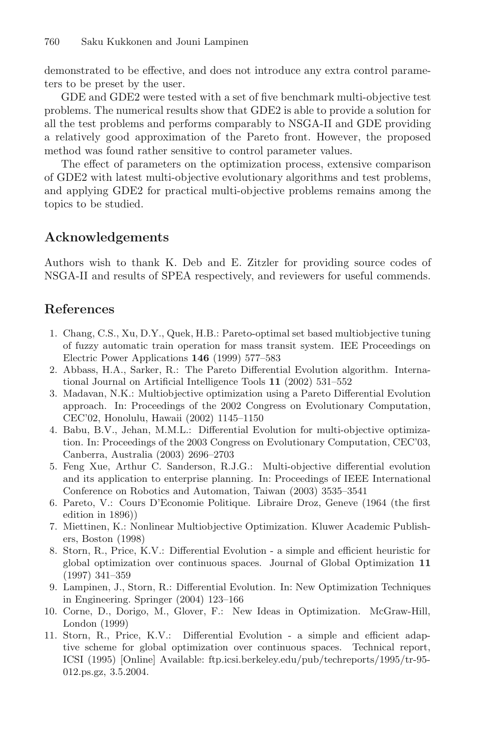demonstrated to be effective, and does not introduce any extra control parameters to be preset by the user.

GDE and GDE2 were tested with a set of five benchmark multi-objective test problems. The numerical results show that GDE2 is able to provide a solution for all the test problems and performs comparably to NSGA-II and GDE providing a relatively good approximation of the Pareto front. However, the proposed method was found rather sensitive to control parameter values.

The effect of parameters on the optimization process, extensive comparison of GDE2 with latest multi-objective evolutionary algorithms and test problems, and applying GDE2 for practical multi-objective problems remains among the topics to be studied.

## Acknowledgements

Authors wish to thank K. Deb and E. Zitzler for providing source codes of NSGA-II and results of SPEA respectively, and reviewers for useful commends.

## References

1. Chang, C.S., Xu, D.Y., Quek, H.B.: Pareto-optimal set based multiobjective tuning of fuzzy automatic train operation for mass transit system. IEE Proceedings on Electric Power Applications **146** (1999) 577–583
2. Abbass, H.A., Sarker, R.: The Pareto Differential Evolution algorithm. International Journal on Artificial Intelligence Tools **11** (2002) 531–552
3. Madavan, N.K.: Multiobjective optimization using a Pareto Differential Evolution approach. In: Proceedings of the 2002 Congress on Evolutionary Computation, CEC'02, Honolulu, Hawaii (2002) 1145–1150
4. Babu, B.V., Jehan, M.M.L.: Differential Evolution for multi-objective optimization. In: Proceedings of the 2003 Congress on Evolutionary Computation, CEC'03, Canberra, Australia (2003) 2696–2703
5. Feng Xue, Arthur C. Sanderson, R.J.G.: Multi-objective differential evolution and its application to enterprise planning. In: Proceedings of IEEE International Conference on Robotics and Automation, Taiwan (2003) 3535–3541
6. Pareto, V.: Cours D'Economie Politique. Libraire Droz, Geneve (1964 (the first edition in 1896))
7. Miettinen, K.: Nonlinear Multiobjective Optimization. Kluwer Academic Publishers, Boston (1998)
8. Storn, R., Price, K.V.: Differential Evolution - a simple and efficient heuristic for global optimization over continuous spaces. Journal of Global Optimization **11** (1997) 341–359
9. Lampinen, J., Storn, R.: Differential Evolution. In: New Optimization Techniques in Engineering. Springer (2004) 123–166
10. Corne, D., Dorigo, M., Glover, F.: New Ideas in Optimization. McGraw-Hill, London (1999)
11. Storn, R., Price, K.V.: Differential Evolution - a simple and efficient adaptive scheme for global optimization over continuous spaces. Technical report, ICSI (1995) [Online] Available: ftp.icsi.berkeley.edu/pub/techreports/1995/tr-95-012.ps.gz, 3.5.2004.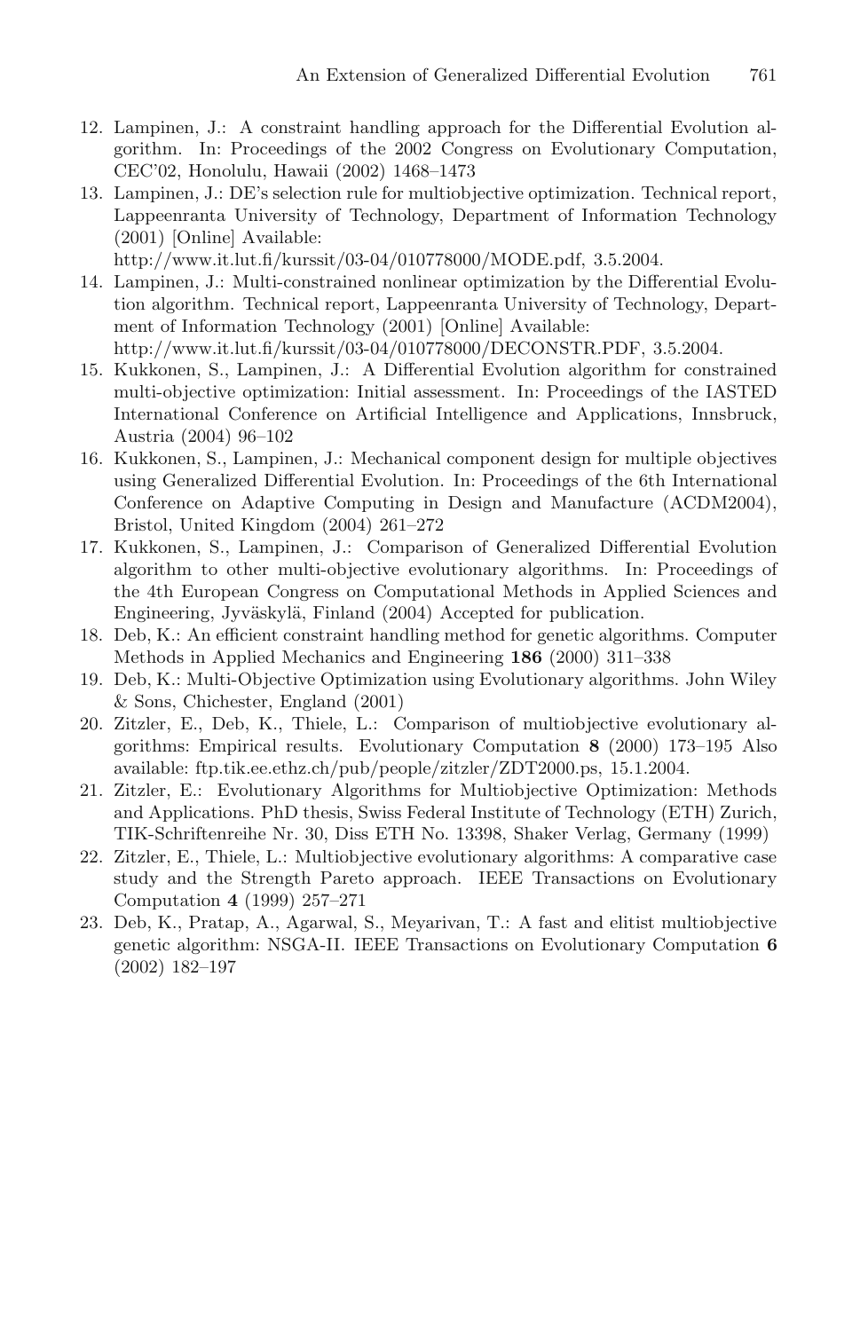12. Lampinen, J.: A constraint handling approach for the Differential Evolution algorithm. In: Proceedings of the 2002 Congress on Evolutionary Computation, CEC'02, Honolulu, Hawaii (2002) 1468–1473
13. Lampinen, J.: DE's selection rule for multiobjective optimization. Technical report, Lappeenranta University of Technology, Department of Information Technology (2001) [Online] Available: http://www.it.lut.fi/kurssit/03-04/010778000/MODE.pdf, 3.5.2004.
14. Lampinen, J.: Multi-constrained nonlinear optimization by the Differential Evolution algorithm. Technical report, Lappeenranta University of Technology, Department of Information Technology (2001) [Online] Available: http://www.it.lut.fi/kurssit/03-04/010778000/DECONSTR.PDF, 3.5.2004.
15. Kukkonen, S., Lampinen, J.: A Differential Evolution algorithm for constrained multi-objective optimization: Initial assessment. In: Proceedings of the IASTED International Conference on Artificial Intelligence and Applications, Innsbruck, Austria (2004) 96–102
16. Kukkonen, S., Lampinen, J.: Mechanical component design for multiple objectives using Generalized Differential Evolution. In: Proceedings of the 6th International Conference on Adaptive Computing in Design and Manufacture (ACDM2004), Bristol, United Kingdom (2004) 261–272
17. Kukkonen, S., Lampinen, J.: Comparison of Generalized Differential Evolution algorithm to other multi-objective evolutionary algorithms. In: Proceedings of the 4th European Congress on Computational Methods in Applied Sciences and Engineering, Jyväskylä, Finland (2004) Accepted for publication.
18. Deb, K.: An efficient constraint handling method for genetic algorithms. Computer Methods in Applied Mechanics and Engineering **186** (2000) 311–338
19. Deb, K.: Multi-Objective Optimization using Evolutionary algorithms. John Wiley & Sons, Chichester, England (2001)
20. Zitzler, E., Deb, K., Thiele, L.: Comparison of multiobjective evolutionary algorithms: Empirical results. Evolutionary Computation **8** (2000) 173–195 Also available: ftp.tik.ee.ethz.ch/pub/people/zitzler/ZDT2000.ps, 15.1.2004.
21. Zitzler, E.: Evolutionary Algorithms for Multiobjective Optimization: Methods and Applications. PhD thesis, Swiss Federal Institute of Technology (ETH) Zurich, TIK-Schriftenreihe Nr. 30, Diss ETH No. 13398, Shaker Verlag, Germany (1999)
22. Zitzler, E., Thiele, L.: Multiobjective evolutionary algorithms: A comparative case study and the Strength Pareto approach. IEEE Transactions on Evolutionary Computation **4** (1999) 257–271
23. Deb, K., Pratap, A., Agarwal, S., Meyarivan, T.: A fast and elitist multiobjective genetic algorithm: NSGA-II. IEEE Transactions on Evolutionary Computation **6** (2002) 182–197